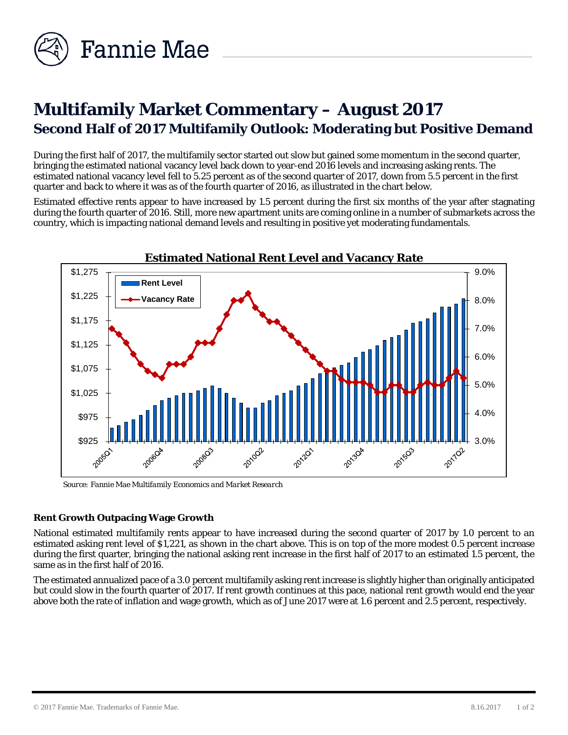# Multifamily Market Commentary – August 2017

## Second Half of 2017 Multifamily Outlook: Moderating but Positive Demand

During the first half of 2017, the multifamily sector started out slow but gained some momentum in the second quarter, bringing the estimated national vacancy level back down to year-end 2016 levels and increasing asking rents. The estimated national vacancy level fell to 5.25 percent as of the second quarter of 2017, down from 5.5 percent in the first quarter and back to where it was as of the fourth quarter of 2016, as illustrated in the chart below.

Estimated effective rents appear to have increased by 1.5 percent during the first six months of the year after stagnating during the fourth quarter of 2016. Still, more new apartment units are coming online in a number of submarkets across the country, which is impacting national demand levels and resulting in positive yet moderating fundamentals.

**Estimated National Rent Level and Vacancy Rate**

*Source: Fannie Mae Multifamily Economics and Market Research*

### Rent Growth Outpacing Wage Growth

National estimated multifamily rents appear to have increased during the second quarter of 2017 by 1.0 percent to an estimated asking rent level of $1,221, as shown in the chart above. This is on top of the more modest 0.5 percent increase during the first quarter, bringing the national asking rent increase in the first half of 2017 to an estimated 1.5 percent, the same as in the first half of 2016.

The estimated annualized pace of a 3.0 percent multifamily asking rent increase is slightly higher than originally anticipated but could slow in the fourth quarter of 2017. If rent growth continues at this pace, national rent growth would end the year above both the rate of inflation and wage growth, which as of June 2017 were at 1.6 percent and 2.5 percent, respectively.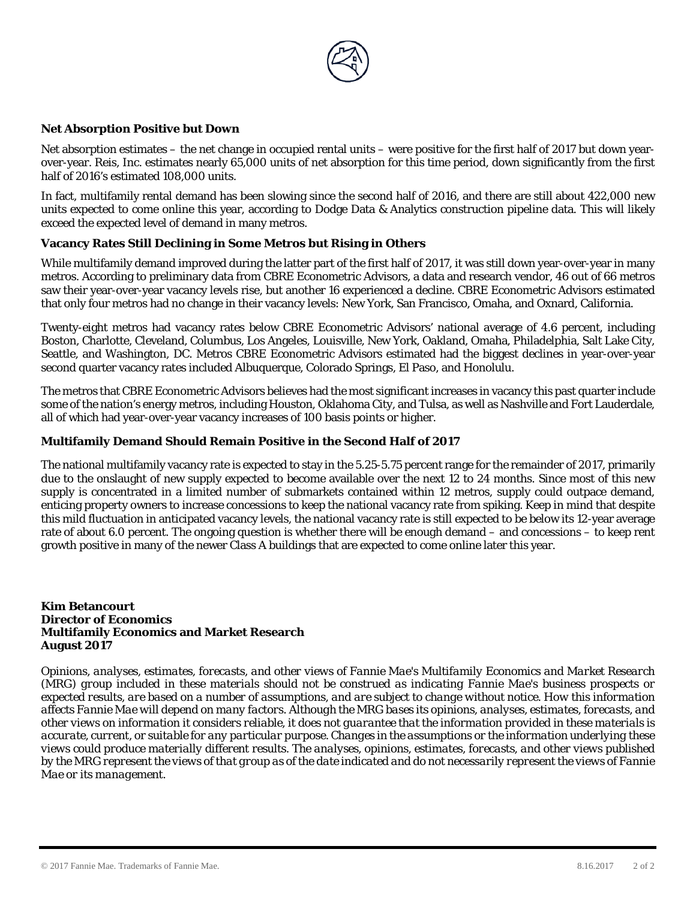### Net Absorption Positive but Down

Net absorption estimates – the net change in occupied rental units – were positive for the first half of 2017 but down year-over-year. Reis, Inc. estimates nearly 65,000 units of net absorption for this time period, down significantly from the first half of 2016's estimated 108,000 units.

In fact, multifamily rental demand has been slowing since the second half of 2016, and there are still about 422,000 new units expected to come online this year, according to Dodge Data & Analytics construction pipeline data. This will likely exceed the expected level of demand in many metros.

### Vacancy Rates Still Declining in Some Metros but Rising in Others

While multifamily demand improved during the latter part of the first half of 2017, it was still down year-over-year in many metros. According to preliminary data from CBRE Econometric Advisors, a data and research vendor, 46 out of 66 metros saw their year-over-year vacancy levels rise, but another 16 experienced a decline. CBRE Econometric Advisors estimated that only four metros had no change in their vacancy levels: New York, San Francisco, Omaha, and Oxnard, California.

Twenty-eight metros had vacancy rates below CBRE Econometric Advisors' national average of 4.6 percent, including Boston, Charlotte, Cleveland, Columbus, Los Angeles, Louisville, New York, Oakland, Omaha, Philadelphia, Salt Lake City, Seattle, and Washington, DC. Metros CBRE Econometric Advisors estimated had the biggest declines in year-over-year second quarter vacancy rates included Albuquerque, Colorado Springs, El Paso, and Honolulu.

The metros that CBRE Econometric Advisors believes had the most significant increases in vacancy this past quarter include some of the nation's energy metros, including Houston, Oklahoma City, and Tulsa, as well as Nashville and Fort Lauderdale, all of which had year-over-year vacancy increases of 100 basis points or higher.

### Multifamily Demand Should Remain Positive in the Second Half of 2017

The national multifamily vacancy rate is expected to stay in the 5.25-5.75 percent range for the remainder of 2017, primarily due to the onslaught of new supply expected to become available over the next 12 to 24 months. Since most of this new supply is concentrated in a limited number of submarkets contained within 12 metros, supply could outpace demand, enticing property owners to increase concessions to keep the national vacancy rate from spiking. Keep in mind that despite this mild fluctuation in anticipated vacancy levels, the national vacancy rate is still expected to be below its 12-year average rate of about 6.0 percent. The ongoing question is whether there will be enough demand – and concessions – to keep rent growth positive in many of the newer Class A buildings that are expected to come online later this year.

**Kim Betancourt**
**Director of Economics**
**Multifamily Economics and Market Research**
**August 2017**

*Opinions, analyses, estimates, forecasts, and other views of Fannie Mae's Multifamily Economics and Market Research (MRG) group included in these materials should not be construed as indicating Fannie Mae's business prospects or expected results, are based on a number of assumptions, and are subject to change without notice. How this information affects Fannie Mae will depend on many factors. Although the MRG bases its opinions, analyses, estimates, forecasts, and other views on information it considers reliable, it does not guarantee that the information provided in these materials is accurate, current, or suitable for any particular purpose. Changes in the assumptions or the information underlying these views could produce materially different results. The analyses, opinions, estimates, forecasts, and other views published by the MRG represent the views of that group as of the date indicated and do not necessarily represent the views of Fannie Mae or its management.*

© 2017 Fannie Mae. Trademarks of Fannie Mae.